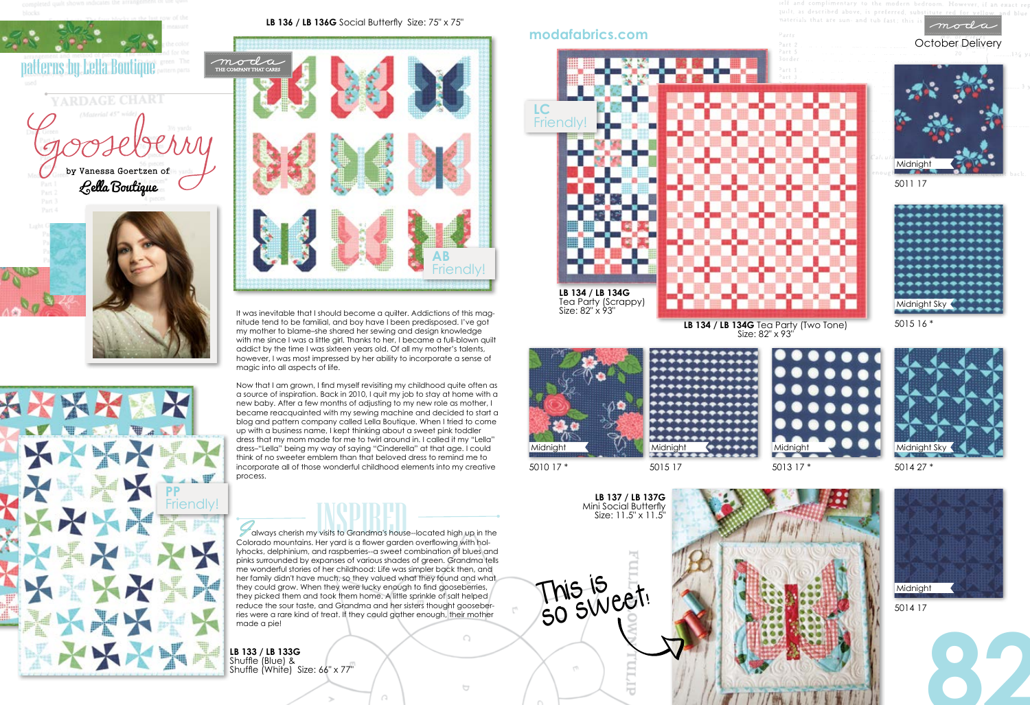# Gooseberry

by Vanessa Goertzen of Lella Boutique

patterns by Lella Boutique

modafabrics.com

October Delivery

**LB 136 / LB 136G** Social Butterfly Size: 75" x 75"

AB Friendly!

It was inevitable that I should become a quilter. Addictions of this magnitude tend to be familial, and boy have I been predisposed. I've got my mother to blame–she shared her sewing and design knowledge with me since I was a little girl. Thanks to her, I became a full-blown quilt addict by the time I was sixteen years old. Of all my mother's talents, however, I was most impressed by her ability to incorporate a sense of magic into all aspects of life.

Now that I am grown, I find myself revisiting my childhood quite often as a source of inspiration. Back in 2010, I quit my job to stay at home with a new baby. After a few months of adjusting to my new role as mother, I became reacquainted with my sewing machine and decided to start a blog and pattern company called Lella Boutique. When I tried to come up with a business name, I kept thinking about a sweet pink toddler dress that my mom made for me to twirl around in. I called it my "Lella" dress–"Lella" being my way of saying "Cinderella" at that age. I could think of no sweeter emblem than that beloved dress to remind me to incorporate all of those wonderful childhood elements into my creative process.

## INSPIRED

I always cherish my visits to Grandma's house--located high up in the Colorado mountains. Her yard is a flower garden overflowing with hollyhocks, delphinium, and raspberries--a sweet combination of blues and pinks surrounded by expanses of various shades of green. Grandma tells me wonderful stories of her childhood: Life was simpler back then, and her family didn't have much, so they valued what they found and what they could grow. When they were lucky enough to find gooseberries, they picked them and took them home. A little sprinkle of salt helped reduce the sour taste, and Grandma and her sisters thought gooseberries were a rare kind of treat. If they could gather enough, their mother made a pie!

PP Friendly!

**LB 133 / LB 133G**
Shuffle (Blue) &
Shuffle (White) Size: 66" x 77"

LC Friendly!

**LB 134 / LB 134G**
Tea Party (Scrappy)
Size: 82" x 93"

**LB 134 / LB 134G** Tea Party (Two Tone)
Size: 82" x 93"

**LB 137 / LB 137G**
Mini Social Butterfly
Size: 11.5" x 11.5"

This is so sweet!

- Midnight — 5011 17
- Midnight Sky — 5015 16 *
- Midnight — 5010 17 *
- Midnight — 5015 17
- Midnight — 5013 17 *
- Midnight Sky — 5014 27 *
- Midnight — 5014 17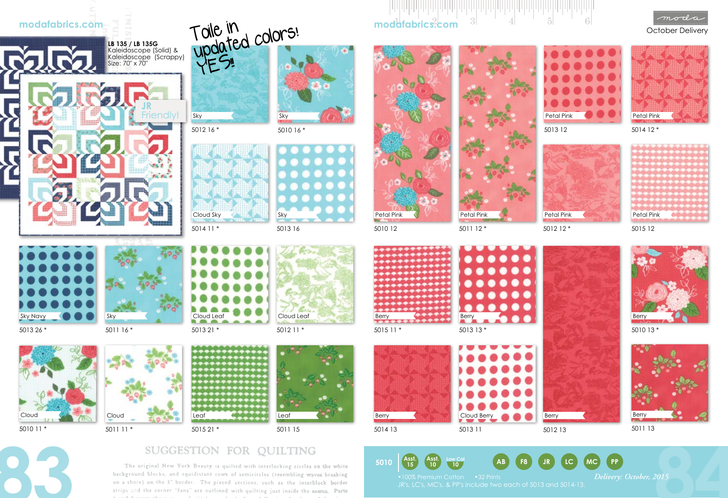modafabrics.com

**LB 135 / LB 135G**
Kaleidoscope (Solid) &
Kaleidoscope (Scrappy)
Size: 70" x 70"

JR
Friendly!

Toile in updated colors! YES!!

Sky
5012 16 *

Sky
5010 16 *

Cloud Sky
5014 11 *

Sky
5013 16

Sky Navy
5013 26 *

Sky
5011 16 *

Cloud Leaf
5013 21 *

Cloud Leaf
5012 11 *

Cloud
5010 11 *

Cloud
5011 11 *

Leaf
5015 21 *

Leaf
5011 15

SUGGESTION FOR QUILTING

The original New York Beauty is quilted with interlocking circles on the white background blocks, and equidistant rows of semicircles (resembling waves breaking on a shore) on the 5" border. The pieced sections, such as the interblock border strips and the corner "fans" are outlined with quilting just inside the seams. Parts

modafabrics.com

moda

October Delivery

Petal Pink
5010 12

Petal Pink
5011 12 *

Petal Pink
5013 12

Petal Pink
5014 12 *

Petal Pink
5012 12 *

Petal Pink
5015 12

Berry
5015 11 *

Berry
5013 13 *

Berry
5010 13 *

Berry
5014 13

Cloud Berry
5013 11

Berry
5012 13

Berry
5011 13

5010 | Asst. 15 | Asst. 10 | Low Cal 10 | AB | F8 | JR | LC | MC | PP

• 100% Premium Cotton • 32 Prints

JR's, LC's, MC's, & PP's include two each of 5013 and 5014-13.

*Delivery: October, 2015*